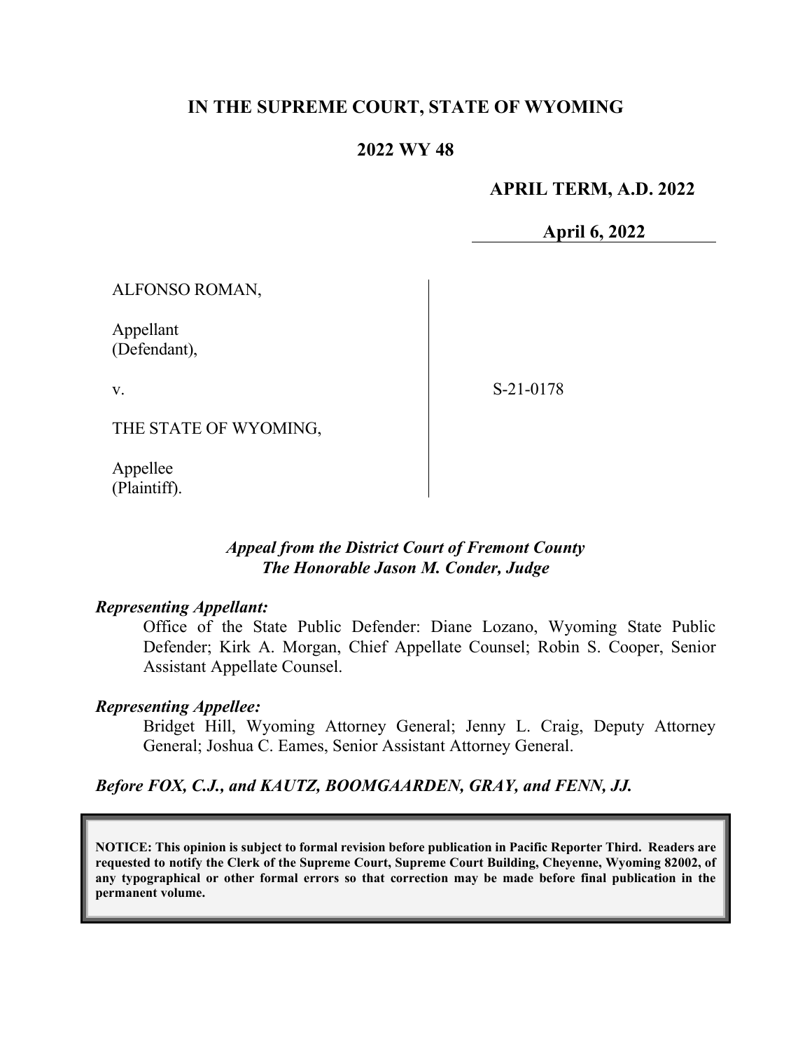# IN THE SUPREME COURT, STATE OF WYOMING

## 2022 WY 48

**APRIL TERM, A.D. 2022**

**April 6, 2022**

ALFONSO ROMAN,

Appellant
(Defendant),

v.

THE STATE OF WYOMING,

Appellee
(Plaintiff).

S-21-0178

***Appeal from the District Court of Fremont County***
***The Honorable Jason M. Conder, Judge***

***Representing Appellant:***

Office of the State Public Defender: Diane Lozano, Wyoming State Public Defender; Kirk A. Morgan, Chief Appellate Counsel; Robin S. Cooper, Senior Assistant Appellate Counsel.

***Representing Appellee:***

Bridget Hill, Wyoming Attorney General; Jenny L. Craig, Deputy Attorney General; Joshua C. Eames, Senior Assistant Attorney General.

***Before FOX, C.J., and KAUTZ, BOOMGAARDEN, GRAY, and FENN, JJ.***

**NOTICE: This opinion is subject to formal revision before publication in Pacific Reporter Third. Readers are requested to notify the Clerk of the Supreme Court, Supreme Court Building, Cheyenne, Wyoming 82002, of any typographical or other formal errors so that correction may be made before final publication in the permanent volume.**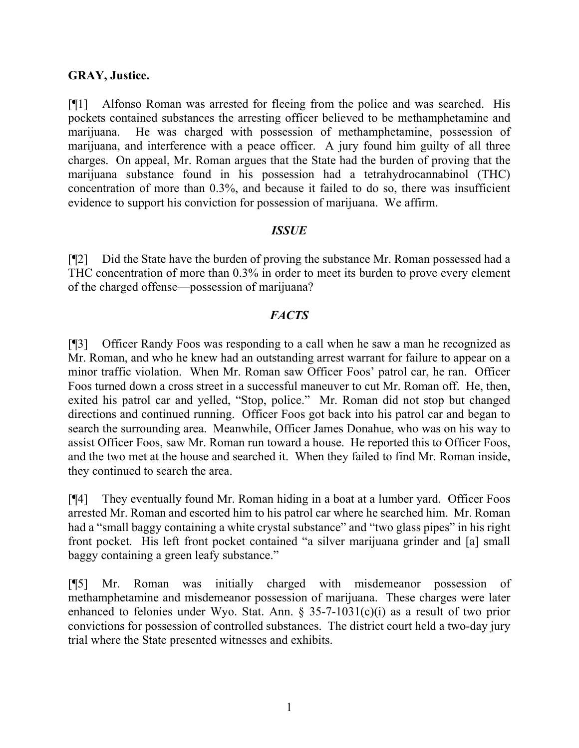**GRAY, Justice.**

[¶1] Alfonso Roman was arrested for fleeing from the police and was searched. His pockets contained substances the arresting officer believed to be methamphetamine and marijuana. He was charged with possession of methamphetamine, possession of marijuana, and interference with a peace officer. A jury found him guilty of all three charges. On appeal, Mr. Roman argues that the State had the burden of proving that the marijuana substance found in his possession had a tetrahydrocannabinol (THC) concentration of more than 0.3%, and because it failed to do so, there was insufficient evidence to support his conviction for possession of marijuana. We affirm.

## *ISSUE*

[¶2] Did the State have the burden of proving the substance Mr. Roman possessed had a THC concentration of more than 0.3% in order to meet its burden to prove every element of the charged offense—possession of marijuana?

## *FACTS*

[¶3] Officer Randy Foos was responding to a call when he saw a man he recognized as Mr. Roman, and who he knew had an outstanding arrest warrant for failure to appear on a minor traffic violation. When Mr. Roman saw Officer Foos' patrol car, he ran. Officer Foos turned down a cross street in a successful maneuver to cut Mr. Roman off. He, then, exited his patrol car and yelled, "Stop, police." Mr. Roman did not stop but changed directions and continued running. Officer Foos got back into his patrol car and began to search the surrounding area. Meanwhile, Officer James Donahue, who was on his way to assist Officer Foos, saw Mr. Roman run toward a house. He reported this to Officer Foos, and the two met at the house and searched it. When they failed to find Mr. Roman inside, they continued to search the area.

[¶4] They eventually found Mr. Roman hiding in a boat at a lumber yard. Officer Foos arrested Mr. Roman and escorted him to his patrol car where he searched him. Mr. Roman had a "small baggy containing a white crystal substance" and "two glass pipes" in his right front pocket. His left front pocket contained "a silver marijuana grinder and [a] small baggy containing a green leafy substance."

[¶5] Mr. Roman was initially charged with misdemeanor possession of methamphetamine and misdemeanor possession of marijuana. These charges were later enhanced to felonies under Wyo. Stat. Ann. § 35-7-1031(c)(i) as a result of two prior convictions for possession of controlled substances. The district court held a two-day jury trial where the State presented witnesses and exhibits.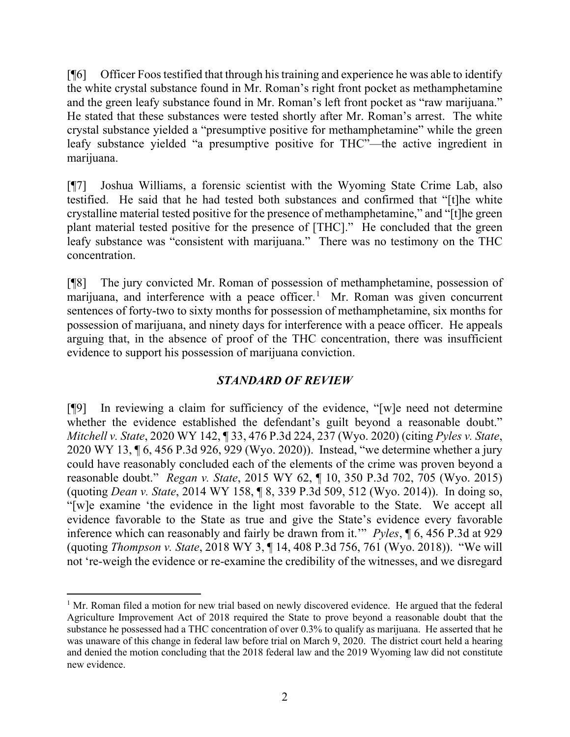[¶6] Officer Foos testified that through his training and experience he was able to identify the white crystal substance found in Mr. Roman's right front pocket as methamphetamine and the green leafy substance found in Mr. Roman's left front pocket as "raw marijuana." He stated that these substances were tested shortly after Mr. Roman's arrest. The white crystal substance yielded a "presumptive positive for methamphetamine" while the green leafy substance yielded "a presumptive positive for THC"—the active ingredient in marijuana.

[¶7] Joshua Williams, a forensic scientist with the Wyoming State Crime Lab, also testified. He said that he had tested both substances and confirmed that "[t]he white crystalline material tested positive for the presence of methamphetamine," and "[t]he green plant material tested positive for the presence of [THC]." He concluded that the green leafy substance was "consistent with marijuana." There was no testimony on the THC concentration.

[¶8] The jury convicted Mr. Roman of possession of methamphetamine, possession of marijuana, and interference with a peace officer.[1] Mr. Roman was given concurrent sentences of forty-two to sixty months for possession of methamphetamine, six months for possession of marijuana, and ninety days for interference with a peace officer. He appeals arguing that, in the absence of proof of the THC concentration, there was insufficient evidence to support his possession of marijuana conviction.

## *STANDARD OF REVIEW*

[¶9] In reviewing a claim for sufficiency of the evidence, "[w]e need not determine whether the evidence established the defendant's guilt beyond a reasonable doubt." *Mitchell v. State*, 2020 WY 142, ¶ 33, 476 P.3d 224, 237 (Wyo. 2020) (citing *Pyles v. State*, 2020 WY 13, ¶ 6, 456 P.3d 926, 929 (Wyo. 2020)). Instead, "we determine whether a jury could have reasonably concluded each of the elements of the crime was proven beyond a reasonable doubt." *Regan v. State*, 2015 WY 62, ¶ 10, 350 P.3d 702, 705 (Wyo. 2015) (quoting *Dean v. State*, 2014 WY 158, ¶ 8, 339 P.3d 509, 512 (Wyo. 2014)). In doing so, "[w]e examine 'the evidence in the light most favorable to the State. We accept all evidence favorable to the State as true and give the State's evidence every favorable inference which can reasonably and fairly be drawn from it.'" *Pyles*, ¶ 6, 456 P.3d at 929 (quoting *Thompson v. State*, 2018 WY 3, ¶ 14, 408 P.3d 756, 761 (Wyo. 2018)). "We will not 're-weigh the evidence or re-examine the credibility of the witnesses, and we disregard

---

[1] Mr. Roman filed a motion for new trial based on newly discovered evidence. He argued that the federal Agriculture Improvement Act of 2018 required the State to prove beyond a reasonable doubt that the substance he possessed had a THC concentration of over 0.3% to qualify as marijuana. He asserted that he was unaware of this change in federal law before trial on March 9, 2020. The district court held a hearing and denied the motion concluding that the 2018 federal law and the 2019 Wyoming law did not constitute new evidence.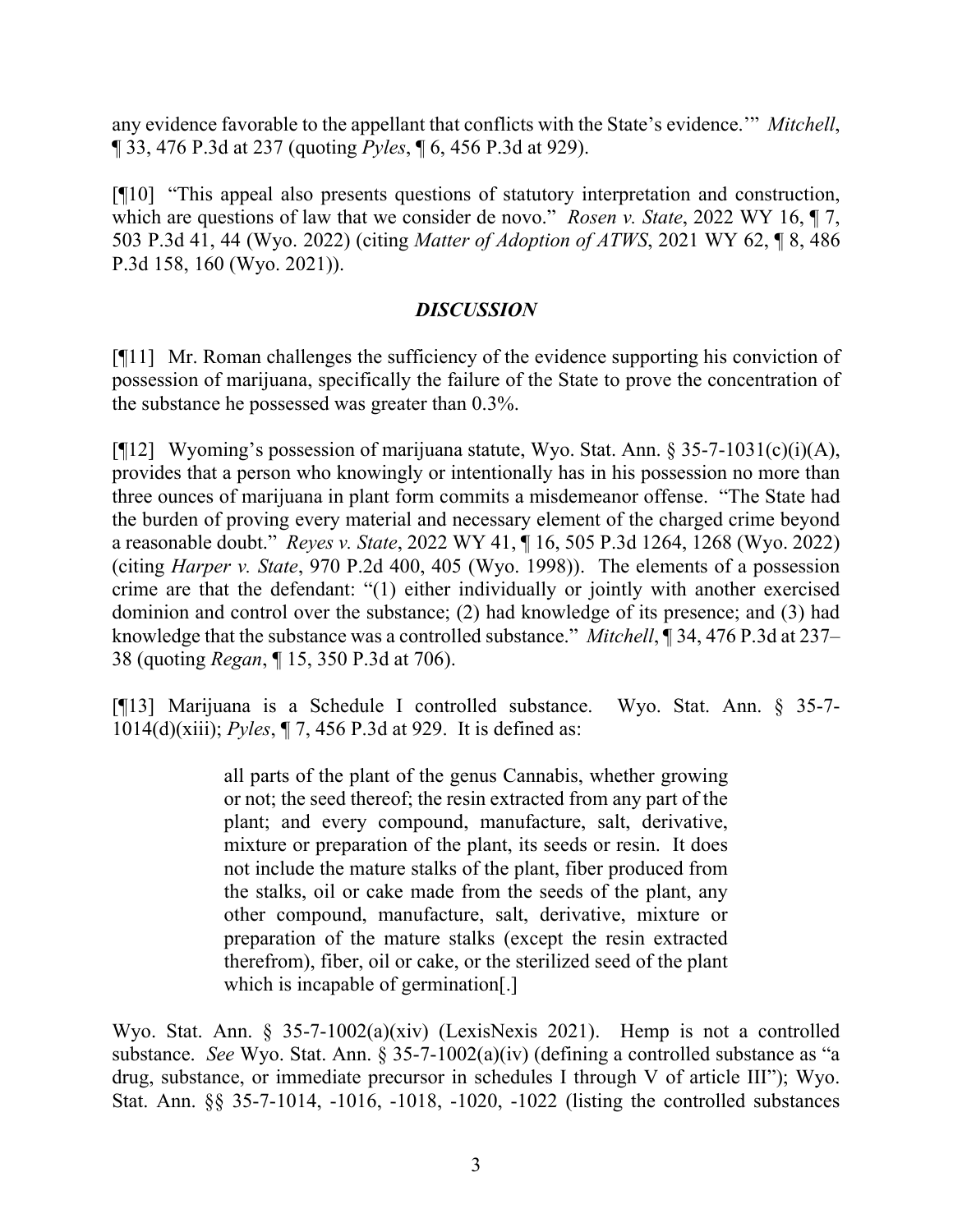any evidence favorable to the appellant that conflicts with the State's evidence.'" *Mitchell*, ¶ 33, 476 P.3d at 237 (quoting *Pyles*, ¶ 6, 456 P.3d at 929).

[¶10] "This appeal also presents questions of statutory interpretation and construction, which are questions of law that we consider de novo." *Rosen v. State*, 2022 WY 16, ¶ 7, 503 P.3d 41, 44 (Wyo. 2022) (citing *Matter of Adoption of ATWS*, 2021 WY 62, ¶ 8, 486 P.3d 158, 160 (Wyo. 2021)).

## *DISCUSSION*

[¶11] Mr. Roman challenges the sufficiency of the evidence supporting his conviction of possession of marijuana, specifically the failure of the State to prove the concentration of the substance he possessed was greater than 0.3%.

[¶12] Wyoming's possession of marijuana statute, Wyo. Stat. Ann. § 35-7-1031(c)(i)(A), provides that a person who knowingly or intentionally has in his possession no more than three ounces of marijuana in plant form commits a misdemeanor offense. "The State had the burden of proving every material and necessary element of the charged crime beyond a reasonable doubt." *Reyes v. State*, 2022 WY 41, ¶ 16, 505 P.3d 1264, 1268 (Wyo. 2022) (citing *Harper v. State*, 970 P.2d 400, 405 (Wyo. 1998)). The elements of a possession crime are that the defendant: "(1) either individually or jointly with another exercised dominion and control over the substance; (2) had knowledge of its presence; and (3) had knowledge that the substance was a controlled substance." *Mitchell*, ¶ 34, 476 P.3d at 237–38 (quoting *Regan*, ¶ 15, 350 P.3d at 706).

[¶13] Marijuana is a Schedule I controlled substance. Wyo. Stat. Ann. § 35-7-1014(d)(xiii); *Pyles*, ¶ 7, 456 P.3d at 929. It is defined as:

> all parts of the plant of the genus Cannabis, whether growing or not; the seed thereof; the resin extracted from any part of the plant; and every compound, manufacture, salt, derivative, mixture or preparation of the plant, its seeds or resin. It does not include the mature stalks of the plant, fiber produced from the stalks, oil or cake made from the seeds of the plant, any other compound, manufacture, salt, derivative, mixture or preparation of the mature stalks (except the resin extracted therefrom), fiber, oil or cake, or the sterilized seed of the plant which is incapable of germination[.]

Wyo. Stat. Ann. § 35-7-1002(a)(xiv) (LexisNexis 2021). Hemp is not a controlled substance. *See* Wyo. Stat. Ann. § 35-7-1002(a)(iv) (defining a controlled substance as "a drug, substance, or immediate precursor in schedules I through V of article III"); Wyo. Stat. Ann. §§ 35-7-1014, -1016, -1018, -1020, -1022 (listing the controlled substances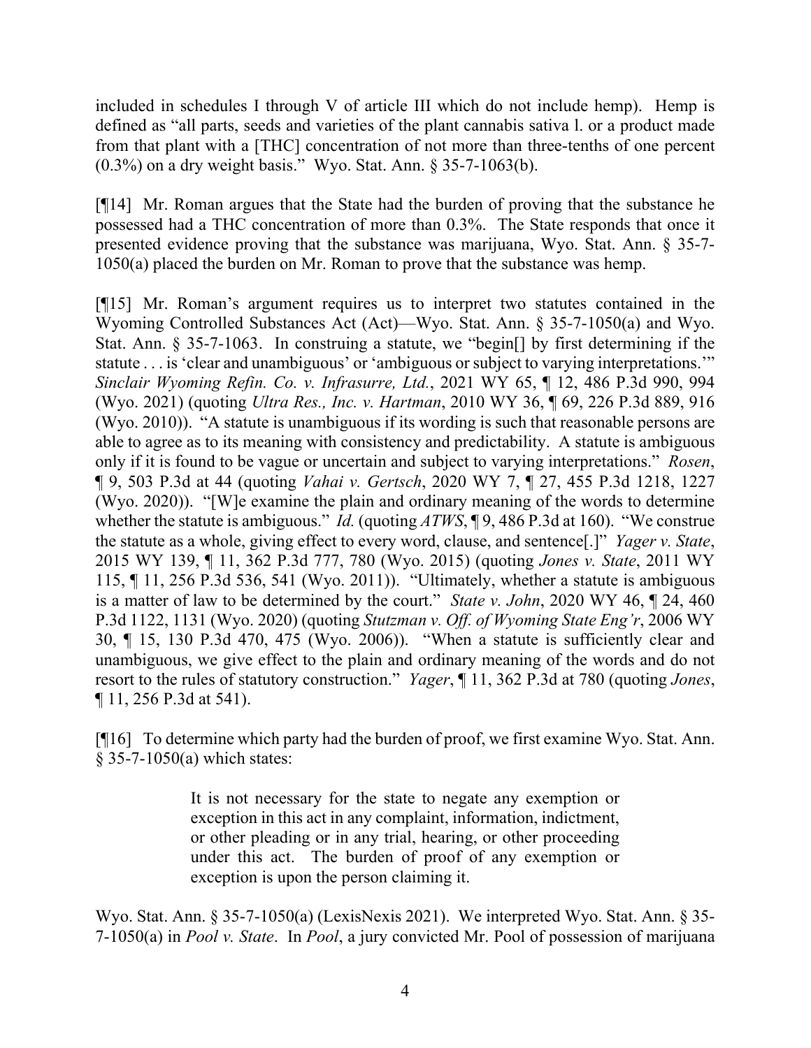included in schedules I through V of article III which do not include hemp). Hemp is defined as "all parts, seeds and varieties of the plant cannabis sativa l. or a product made from that plant with a [THC] concentration of not more than three-tenths of one percent (0.3%) on a dry weight basis." Wyo. Stat. Ann. § 35-7-1063(b).

[¶14] Mr. Roman argues that the State had the burden of proving that the substance he possessed had a THC concentration of more than 0.3%. The State responds that once it presented evidence proving that the substance was marijuana, Wyo. Stat. Ann. § 35-7-1050(a) placed the burden on Mr. Roman to prove that the substance was hemp.

[¶15] Mr. Roman's argument requires us to interpret two statutes contained in the Wyoming Controlled Substances Act (Act)—Wyo. Stat. Ann. § 35-7-1050(a) and Wyo. Stat. Ann. § 35-7-1063. In construing a statute, we "begin[] by first determining if the statute . . . is 'clear and unambiguous' or 'ambiguous or subject to varying interpretations.'" *Sinclair Wyoming Refin. Co. v. Infrasurre, Ltd.*, 2021 WY 65, ¶ 12, 486 P.3d 990, 994 (Wyo. 2021) (quoting *Ultra Res., Inc. v. Hartman*, 2010 WY 36, ¶ 69, 226 P.3d 889, 916 (Wyo. 2010)). "A statute is unambiguous if its wording is such that reasonable persons are able to agree as to its meaning with consistency and predictability. A statute is ambiguous only if it is found to be vague or uncertain and subject to varying interpretations." *Rosen*, ¶ 9, 503 P.3d at 44 (quoting *Vahai v. Gertsch*, 2020 WY 7, ¶ 27, 455 P.3d 1218, 1227 (Wyo. 2020)). "[W]e examine the plain and ordinary meaning of the words to determine whether the statute is ambiguous." *Id.* (quoting *ATWS*, ¶ 9, 486 P.3d at 160). "We construe the statute as a whole, giving effect to every word, clause, and sentence[.]" *Yager v. State*, 2015 WY 139, ¶ 11, 362 P.3d 777, 780 (Wyo. 2015) (quoting *Jones v. State*, 2011 WY 115, ¶ 11, 256 P.3d 536, 541 (Wyo. 2011)). "Ultimately, whether a statute is ambiguous is a matter of law to be determined by the court." *State v. John*, 2020 WY 46, ¶ 24, 460 P.3d 1122, 1131 (Wyo. 2020) (quoting *Stutzman v. Off. of Wyoming State Eng'r*, 2006 WY 30, ¶ 15, 130 P.3d 470, 475 (Wyo. 2006)). "When a statute is sufficiently clear and unambiguous, we give effect to the plain and ordinary meaning of the words and do not resort to the rules of statutory construction." *Yager*, ¶ 11, 362 P.3d at 780 (quoting *Jones*, ¶ 11, 256 P.3d at 541).

[¶16] To determine which party had the burden of proof, we first examine Wyo. Stat. Ann. § 35-7-1050(a) which states:

> It is not necessary for the state to negate any exemption or exception in this act in any complaint, information, indictment, or other pleading or in any trial, hearing, or other proceeding under this act. The burden of proof of any exemption or exception is upon the person claiming it.

Wyo. Stat. Ann. § 35-7-1050(a) (LexisNexis 2021). We interpreted Wyo. Stat. Ann. § 35-7-1050(a) in *Pool v. State*. In *Pool*, a jury convicted Mr. Pool of possession of marijuana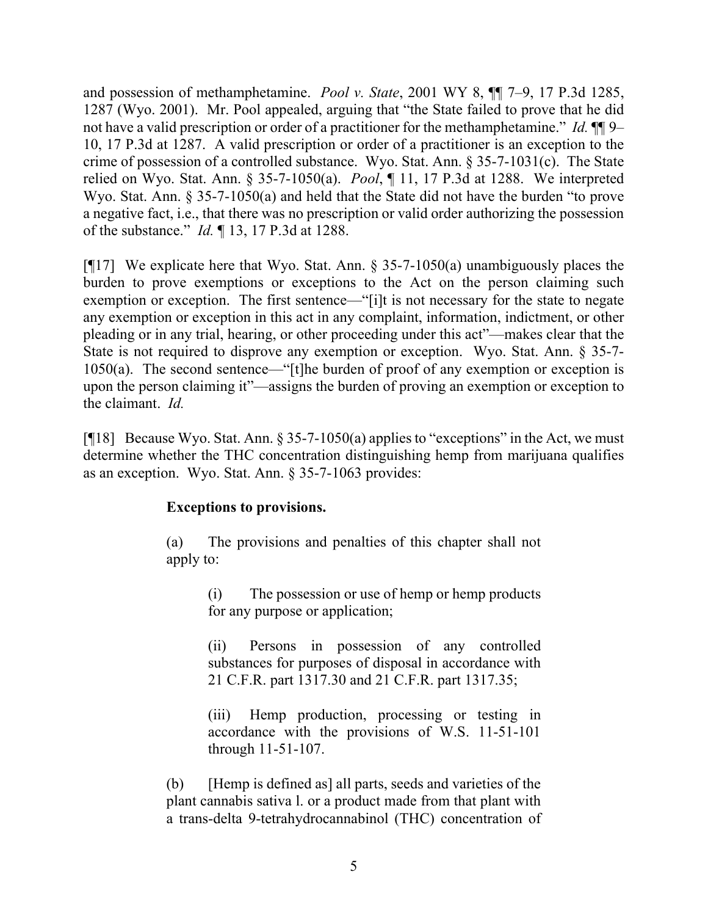and possession of methamphetamine. *Pool v. State*, 2001 WY 8, ¶¶ 7–9, 17 P.3d 1285, 1287 (Wyo. 2001). Mr. Pool appealed, arguing that "the State failed to prove that he did not have a valid prescription or order of a practitioner for the methamphetamine." *Id.* ¶¶ 9–10, 17 P.3d at 1287. A valid prescription or order of a practitioner is an exception to the crime of possession of a controlled substance. Wyo. Stat. Ann. § 35-7-1031(c). The State relied on Wyo. Stat. Ann. § 35-7-1050(a). *Pool*, ¶ 11, 17 P.3d at 1288. We interpreted Wyo. Stat. Ann. § 35-7-1050(a) and held that the State did not have the burden "to prove a negative fact, i.e., that there was no prescription or valid order authorizing the possession of the substance." *Id.* ¶ 13, 17 P.3d at 1288.

[¶17] We explicate here that Wyo. Stat. Ann. § 35-7-1050(a) unambiguously places the burden to prove exemptions or exceptions to the Act on the person claiming such exemption or exception. The first sentence—"[i]t is not necessary for the state to negate any exemption or exception in this act in any complaint, information, indictment, or other pleading or in any trial, hearing, or other proceeding under this act"—makes clear that the State is not required to disprove any exemption or exception. Wyo. Stat. Ann. § 35-7-1050(a). The second sentence—"[t]he burden of proof of any exemption or exception is upon the person claiming it"—assigns the burden of proving an exemption or exception to the claimant. *Id.*

[¶18] Because Wyo. Stat. Ann. § 35-7-1050(a) applies to "exceptions" in the Act, we must determine whether the THC concentration distinguishing hemp from marijuana qualifies as an exception. Wyo. Stat. Ann. § 35-7-1063 provides:

> **Exceptions to provisions.**
>
> (a) The provisions and penalties of this chapter shall not apply to:
>
> > (i) The possession or use of hemp or hemp products for any purpose or application;
> >
> > (ii) Persons in possession of any controlled substances for purposes of disposal in accordance with 21 C.F.R. part 1317.30 and 21 C.F.R. part 1317.35;
> >
> > (iii) Hemp production, processing or testing in accordance with the provisions of W.S. 11-51-101 through 11-51-107.
>
> (b) [Hemp is defined as] all parts, seeds and varieties of the plant cannabis sativa l. or a product made from that plant with a trans-delta 9-tetrahydrocannabinol (THC) concentration of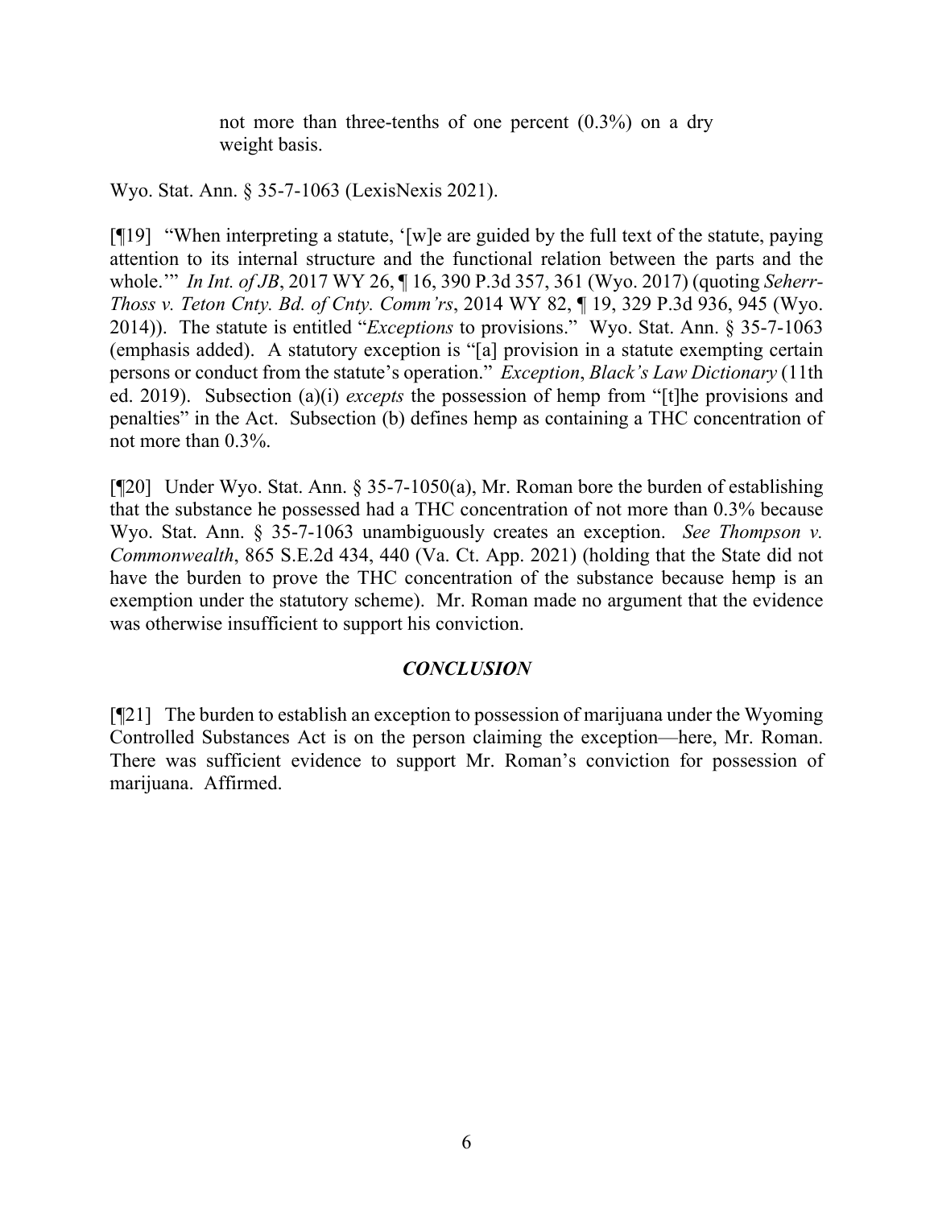> not more than three-tenths of one percent (0.3%) on a dry weight basis.

Wyo. Stat. Ann. § 35-7-1063 (LexisNexis 2021).

[¶19] "When interpreting a statute, '[w]e are guided by the full text of the statute, paying attention to its internal structure and the functional relation between the parts and the whole.'" *In Int. of JB*, 2017 WY 26, ¶ 16, 390 P.3d 357, 361 (Wyo. 2017) (quoting *Seherr-Thoss v. Teton Cnty. Bd. of Cnty. Comm'rs*, 2014 WY 82, ¶ 19, 329 P.3d 936, 945 (Wyo. 2014)). The statute is entitled "*Exceptions* to provisions." Wyo. Stat. Ann. § 35-7-1063 (emphasis added). A statutory exception is "[a] provision in a statute exempting certain persons or conduct from the statute's operation." *Exception*, *Black's Law Dictionary* (11th ed. 2019). Subsection (a)(i) *excepts* the possession of hemp from "[t]he provisions and penalties" in the Act. Subsection (b) defines hemp as containing a THC concentration of not more than 0.3%.

[¶20] Under Wyo. Stat. Ann. § 35-7-1050(a), Mr. Roman bore the burden of establishing that the substance he possessed had a THC concentration of not more than 0.3% because Wyo. Stat. Ann. § 35-7-1063 unambiguously creates an exception. *See Thompson v. Commonwealth*, 865 S.E.2d 434, 440 (Va. Ct. App. 2021) (holding that the State did not have the burden to prove the THC concentration of the substance because hemp is an exemption under the statutory scheme). Mr. Roman made no argument that the evidence was otherwise insufficient to support his conviction.

## *CONCLUSION*

[¶21] The burden to establish an exception to possession of marijuana under the Wyoming Controlled Substances Act is on the person claiming the exception—here, Mr. Roman. There was sufficient evidence to support Mr. Roman's conviction for possession of marijuana. Affirmed.